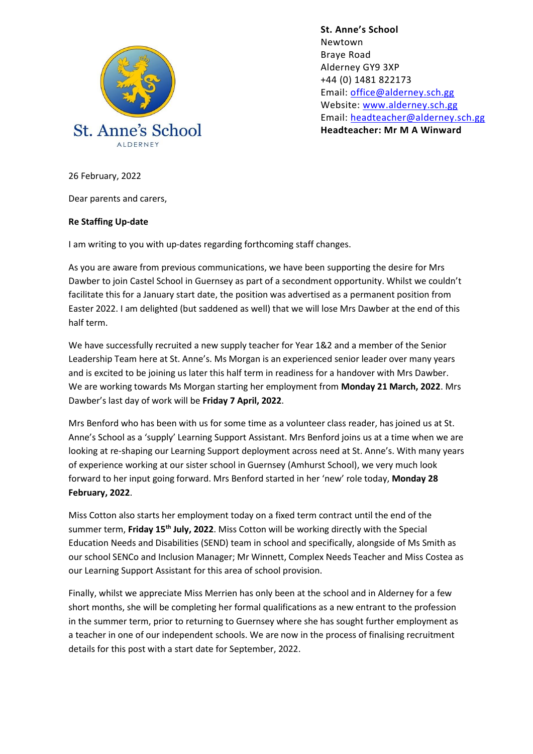St. Anne's School
ALDERNEY

**St. Anne's School**
Newtown
Braye Road
Alderney GY9 3XP
+44 (0) 1481 822173
Email: office@alderney.sch.gg
Website: www.alderney.sch.gg
Email: headteacher@alderney.sch.gg
**Headteacher: Mr M A Winward**

26 February, 2022

Dear parents and carers,

**Re Staffing Up-date**

I am writing to you with up-dates regarding forthcoming staff changes.

As you are aware from previous communications, we have been supporting the desire for Mrs Dawber to join Castel School in Guernsey as part of a secondment opportunity. Whilst we couldn't facilitate this for a January start date, the position was advertised as a permanent position from Easter 2022. I am delighted (but saddened as well) that we will lose Mrs Dawber at the end of this half term.

We have successfully recruited a new supply teacher for Year 1&2 and a member of the Senior Leadership Team here at St. Anne's. Ms Morgan is an experienced senior leader over many years and is excited to be joining us later this half term in readiness for a handover with Mrs Dawber. We are working towards Ms Morgan starting her employment from **Monday 21 March, 2022**. Mrs Dawber's last day of work will be **Friday 7 April, 2022**.

Mrs Benford who has been with us for some time as a volunteer class reader, has joined us at St. Anne's School as a 'supply' Learning Support Assistant. Mrs Benford joins us at a time when we are looking at re-shaping our Learning Support deployment across need at St. Anne's. With many years of experience working at our sister school in Guernsey (Amhurst School), we very much look forward to her input going forward. Mrs Benford started in her 'new' role today, **Monday 28 February, 2022**.

Miss Cotton also starts her employment today on a fixed term contract until the end of the summer term, **Friday 15th July, 2022**. Miss Cotton will be working directly with the Special Education Needs and Disabilities (SEND) team in school and specifically, alongside of Ms Smith as our school SENCo and Inclusion Manager; Mr Winnett, Complex Needs Teacher and Miss Costea as our Learning Support Assistant for this area of school provision.

Finally, whilst we appreciate Miss Merrien has only been at the school and in Alderney for a few short months, she will be completing her formal qualifications as a new entrant to the profession in the summer term, prior to returning to Guernsey where she has sought further employment as a teacher in one of our independent schools. We are now in the process of finalising recruitment details for this post with a start date for September, 2022.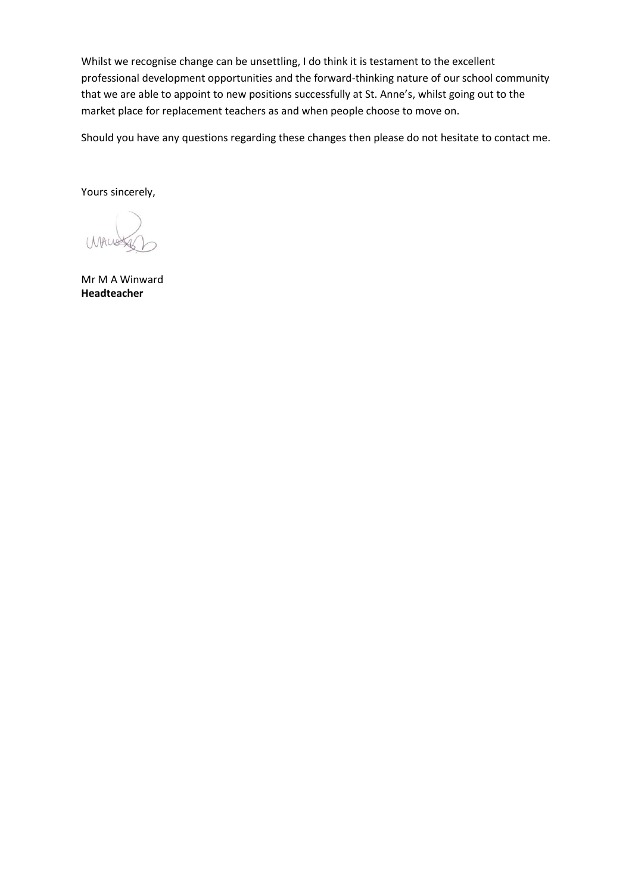Whilst we recognise change can be unsettling, I do think it is testament to the excellent professional development opportunities and the forward-thinking nature of our school community that we are able to appoint to new positions successfully at St. Anne's, whilst going out to the market place for replacement teachers as and when people choose to move on.

Should you have any questions regarding these changes then please do not hesitate to contact me.

Yours sincerely,

Mr M A Winward
**Headteacher**